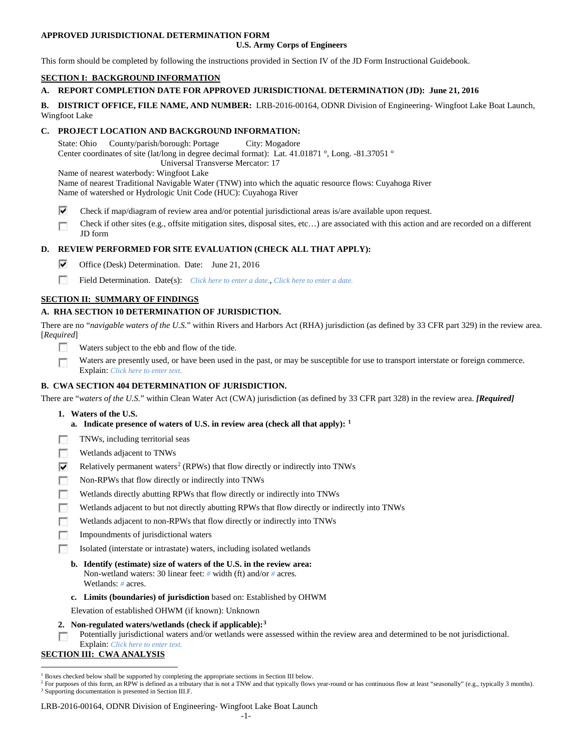**APPROVED JURISDICTIONAL DETERMINATION FORM**
**U.S. Army Corps of Engineers**

This form should be completed by following the instructions provided in Section IV of the JD Form Instructional Guidebook.

## SECTION I: BACKGROUND INFORMATION

**A. REPORT COMPLETION DATE FOR APPROVED JURISDICTIONAL DETERMINATION (JD): June 21, 2016**

**B. DISTRICT OFFICE, FILE NAME, AND NUMBER:** LRB-2016-00164, ODNR Division of Engineering- Wingfoot Lake Boat Launch, Wingfoot Lake

**C. PROJECT LOCATION AND BACKGROUND INFORMATION:**

State: Ohio  County/parish/borough: Portage  City: Mogadore
Center coordinates of site (lat/long in degree decimal format): Lat. 41.01871 °, Long. -81.37051 °
Universal Transverse Mercator: 17
Name of nearest waterbody: Wingfoot Lake
Name of nearest Traditional Navigable Water (TNW) into which the aquatic resource flows: Cuyahoga River
Name of watershed or Hydrologic Unit Code (HUC): Cuyahoga River

- ☑ Check if map/diagram of review area and/or potential jurisdictional areas is/are available upon request.
- ☐ Check if other sites (e.g., offsite mitigation sites, disposal sites, etc…) are associated with this action and are recorded on a different JD form

**D. REVIEW PERFORMED FOR SITE EVALUATION (CHECK ALL THAT APPLY):**

- ☑ Office (Desk) Determination. Date: June 21, 2016
- ☐ Field Determination. Date(s): *Click here to enter a date.*, *Click here to enter a date.*

## SECTION II: SUMMARY OF FINDINGS

**A. RHA SECTION 10 DETERMINATION OF JURISDICTION.**

There are no "*navigable waters of the U.S.*" within Rivers and Harbors Act (RHA) jurisdiction (as defined by 33 CFR part 329) in the review area. [*Required*]

- ☐ Waters subject to the ebb and flow of the tide.
- ☐ Waters are presently used, or have been used in the past, or may be susceptible for use to transport interstate or foreign commerce. Explain: *Click here to enter text.*

**B. CWA SECTION 404 DETERMINATION OF JURISDICTION.**

There are "*waters of the U.S.*" within Clean Water Act (CWA) jurisdiction (as defined by 33 CFR part 328) in the review area. ***[Required]***

**1. Waters of the U.S.**

**a. Indicate presence of waters of U.S. in review area (check all that apply):** [1]

- ☐ TNWs, including territorial seas
- ☐ Wetlands adjacent to TNWs
- ☑ Relatively permanent waters[2] (RPWs) that flow directly or indirectly into TNWs
- ☐ Non-RPWs that flow directly or indirectly into TNWs
- ☐ Wetlands directly abutting RPWs that flow directly or indirectly into TNWs
- ☐ Wetlands adjacent to but not directly abutting RPWs that flow directly or indirectly into TNWs
- ☐ Wetlands adjacent to non-RPWs that flow directly or indirectly into TNWs
- ☐ Impoundments of jurisdictional waters
- ☐ Isolated (interstate or intrastate) waters, including isolated wetlands

**b. Identify (estimate) size of waters of the U.S. in the review area:**
Non-wetland waters: 30 linear feet: *#* width (ft) and/or *#* acres.
Wetlands: *#* acres.

**c. Limits (boundaries) of jurisdiction** based on: Established by OHWM

Elevation of established OHWM (if known): Unknown

**2. Non-regulated waters/wetlands (check if applicable):**[3]

- ☐ Potentially jurisdictional waters and/or wetlands were assessed within the review area and determined to be not jurisdictional. Explain: *Click here to enter text.*

## SECTION III: CWA ANALYSIS

---

[1] Boxes checked below shall be supported by completing the appropriate sections in Section III below.
[2] For purposes of this form, an RPW is defined as a tributary that is not a TNW and that typically flows year-round or has continuous flow at least "seasonally" (e.g., typically 3 months).
[3] Supporting documentation is presented in Section III.F.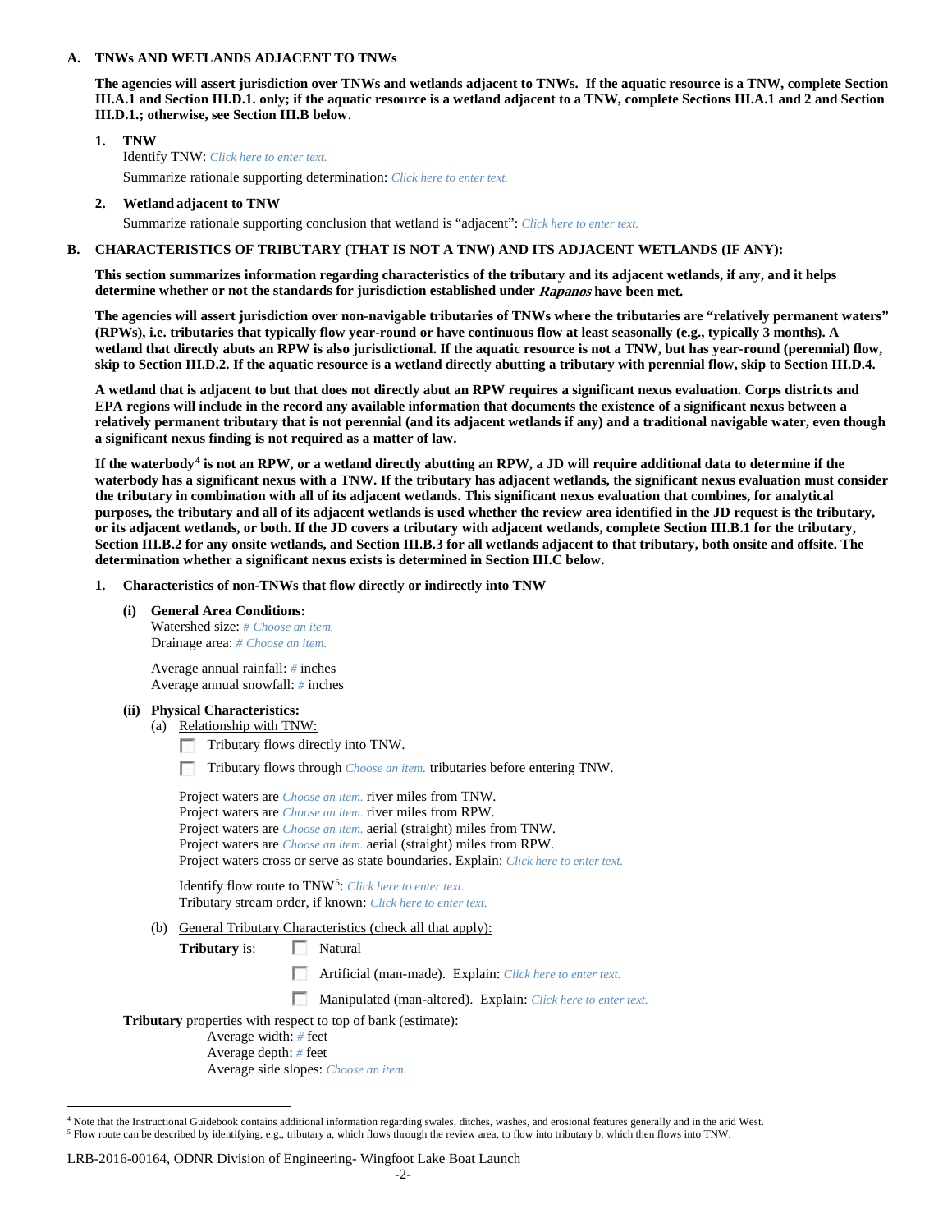## A. TNWs AND WETLANDS ADJACENT TO TNWs

**The agencies will assert jurisdiction over TNWs and wetlands adjacent to TNWs. If the aquatic resource is a TNW, complete Section III.A.1 and Section III.D.1. only; if the aquatic resource is a wetland adjacent to a TNW, complete Sections III.A.1 and 2 and Section III.D.1.; otherwise, see Section III.B below**.

**1. TNW**

Identify TNW: *Click here to enter text.*

Summarize rationale supporting determination: *Click here to enter text.*

**2. Wetland adjacent to TNW**

Summarize rationale supporting conclusion that wetland is "adjacent": *Click here to enter text.*

## B. CHARACTERISTICS OF TRIBUTARY (THAT IS NOT A TNW) AND ITS ADJACENT WETLANDS (IF ANY):

**This section summarizes information regarding characteristics of the tributary and its adjacent wetlands, if any, and it helps determine whether or not the standards for jurisdiction established under *Rapanos* have been met.**

**The agencies will assert jurisdiction over non-navigable tributaries of TNWs where the tributaries are "relatively permanent waters" (RPWs), i.e. tributaries that typically flow year-round or have continuous flow at least seasonally (e.g., typically 3 months). A wetland that directly abuts an RPW is also jurisdictional. If the aquatic resource is not a TNW, but has year-round (perennial) flow, skip to Section III.D.2. If the aquatic resource is a wetland directly abutting a tributary with perennial flow, skip to Section III.D.4.**

**A wetland that is adjacent to but that does not directly abut an RPW requires a significant nexus evaluation. Corps districts and EPA regions will include in the record any available information that documents the existence of a significant nexus between a relatively permanent tributary that is not perennial (and its adjacent wetlands if any) and a traditional navigable water, even though a significant nexus finding is not required as a matter of law.**

**If the waterbody[4] is not an RPW, or a wetland directly abutting an RPW, a JD will require additional data to determine if the waterbody has a significant nexus with a TNW. If the tributary has adjacent wetlands, the significant nexus evaluation must consider the tributary in combination with all of its adjacent wetlands. This significant nexus evaluation that combines, for analytical purposes, the tributary and all of its adjacent wetlands is used whether the review area identified in the JD request is the tributary, or its adjacent wetlands, or both. If the JD covers a tributary with adjacent wetlands, complete Section III.B.1 for the tributary, Section III.B.2 for any onsite wetlands, and Section III.B.3 for all wetlands adjacent to that tributary, both onsite and offsite. The determination whether a significant nexus exists is determined in Section III.C below.**

**1. Characteristics of non-TNWs that flow directly or indirectly into TNW**

**(i) General Area Conditions:**

Watershed size: *# Choose an item.*
Drainage area: *# Choose an item.*

Average annual rainfall: *#* inches
Average annual snowfall: *#* inches

**(ii) Physical Characteristics:**

(a) Relationship with TNW:

- ☐ Tributary flows directly into TNW.
- ☐ Tributary flows through *Choose an item.* tributaries before entering TNW.

Project waters are *Choose an item.* river miles from TNW.
Project waters are *Choose an item.* river miles from RPW.
Project waters are *Choose an item.* aerial (straight) miles from TNW.
Project waters are *Choose an item.* aerial (straight) miles from RPW.
Project waters cross or serve as state boundaries. Explain: *Click here to enter text.*

Identify flow route to TNW[5]: *Click here to enter text.*
Tributary stream order, if known: *Click here to enter text.*

(b) General Tributary Characteristics (check all that apply):

**Tributary** is:
- ☐ Natural
- ☐ Artificial (man-made). Explain: *Click here to enter text.*
- ☐ Manipulated (man-altered). Explain: *Click here to enter text.*

**Tributary** properties with respect to top of bank (estimate):
Average width: *#* feet
Average depth: *#* feet
Average side slopes: *Choose an item.*

---

[4] Note that the Instructional Guidebook contains additional information regarding swales, ditches, washes, and erosional features generally and in the arid West.
[5] Flow route can be described by identifying, e.g., tributary a, which flows through the review area, to flow into tributary b, which then flows into TNW.

LRB-2016-00164, ODNR Division of Engineering- Wingfoot Lake Boat Launch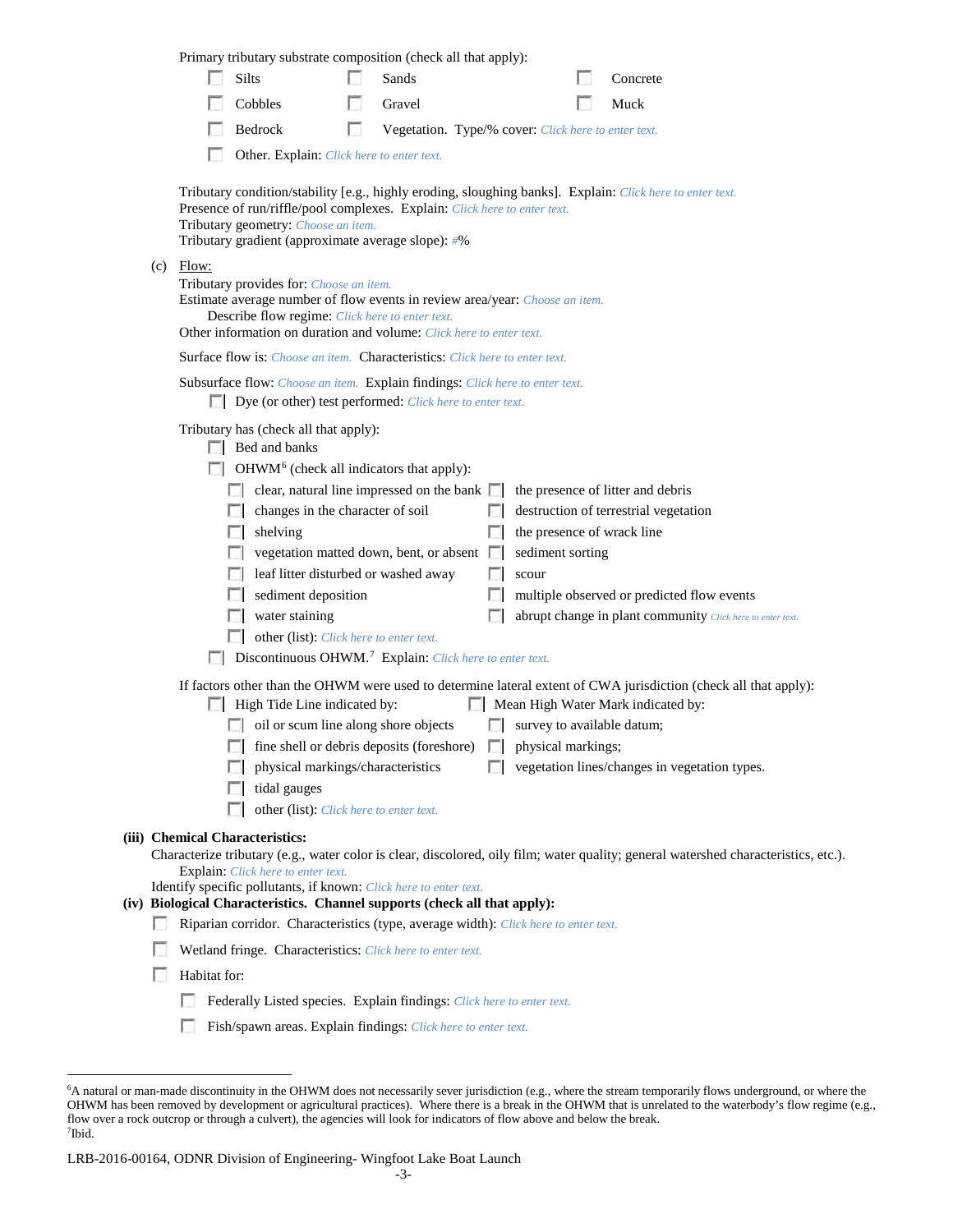Primary tributary substrate composition (check all that apply):

- ☐ Silts ☐ Sands ☐ Concrete
- ☐ Cobbles ☐ Gravel ☐ Muck
- ☐ Bedrock ☐ Vegetation. Type/% cover: *Click here to enter text.*
- ☐ Other. Explain: *Click here to enter text.*

Tributary condition/stability [e.g., highly eroding, sloughing banks]. Explain: *Click here to enter text.*
Presence of run/riffle/pool complexes. Explain: *Click here to enter text.*
Tributary geometry: *Choose an item.*
Tributary gradient (approximate average slope): *#*%

(c) Flow:

Tributary provides for: *Choose an item.*
Estimate average number of flow events in review area/year: *Choose an item.*
Describe flow regime: *Click here to enter text.*
Other information on duration and volume: *Click here to enter text.*

Surface flow is: *Choose an item.* Characteristics: *Click here to enter text.*

Subsurface flow: *Choose an item.* Explain findings: *Click here to enter text.*
- ☐ Dye (or other) test performed: *Click here to enter text.*

Tributary has (check all that apply):

- ☐ Bed and banks
- ☐ OHWM[6] (check all indicators that apply):
  - ☐ clear, natural line impressed on the bank ☐ the presence of litter and debris
  - ☐ changes in the character of soil ☐ destruction of terrestrial vegetation
  - ☐ shelving ☐ the presence of wrack line
  - ☐ vegetation matted down, bent, or absent ☐ sediment sorting
  - ☐ leaf litter disturbed or washed away ☐ scour
  - ☐ sediment deposition ☐ multiple observed or predicted flow events
  - ☐ water staining ☐ abrupt change in plant community *Click here to enter text.*
  - ☐ other (list): *Click here to enter text.*
- ☐ Discontinuous OHWM.[7] Explain: *Click here to enter text.*

If factors other than the OHWM were used to determine lateral extent of CWA jurisdiction (check all that apply):

- ☐ High Tide Line indicated by:
  - ☐ oil or scum line along shore objects
  - ☐ fine shell or debris deposits (foreshore)
  - ☐ physical markings/characteristics
  - ☐ tidal gauges
  - ☐ other (list): *Click here to enter text.*
- ☐ Mean High Water Mark indicated by:
  - ☐ survey to available datum;
  - ☐ physical markings;
  - ☐ vegetation lines/changes in vegetation types.

**(iii) Chemical Characteristics:**

Characterize tributary (e.g., water color is clear, discolored, oily film; water quality; general watershed characteristics, etc.).
Explain: *Click here to enter text.*
Identify specific pollutants, if known: *Click here to enter text.*

**(iv) Biological Characteristics. Channel supports (check all that apply):**

- ☐ Riparian corridor. Characteristics (type, average width): *Click here to enter text.*
- ☐ Wetland fringe. Characteristics: *Click here to enter text.*
- ☐ Habitat for:
  - ☐ Federally Listed species. Explain findings: *Click here to enter text.*
  - ☐ Fish/spawn areas. Explain findings: *Click here to enter text.*

---

[6] A natural or man-made discontinuity in the OHWM does not necessarily sever jurisdiction (e.g., where the stream temporarily flows underground, or where the OHWM has been removed by development or agricultural practices). Where there is a break in the OHWM that is unrelated to the waterbody's flow regime (e.g., flow over a rock outcrop or through a culvert), the agencies will look for indicators of flow above and below the break.
[7] Ibid.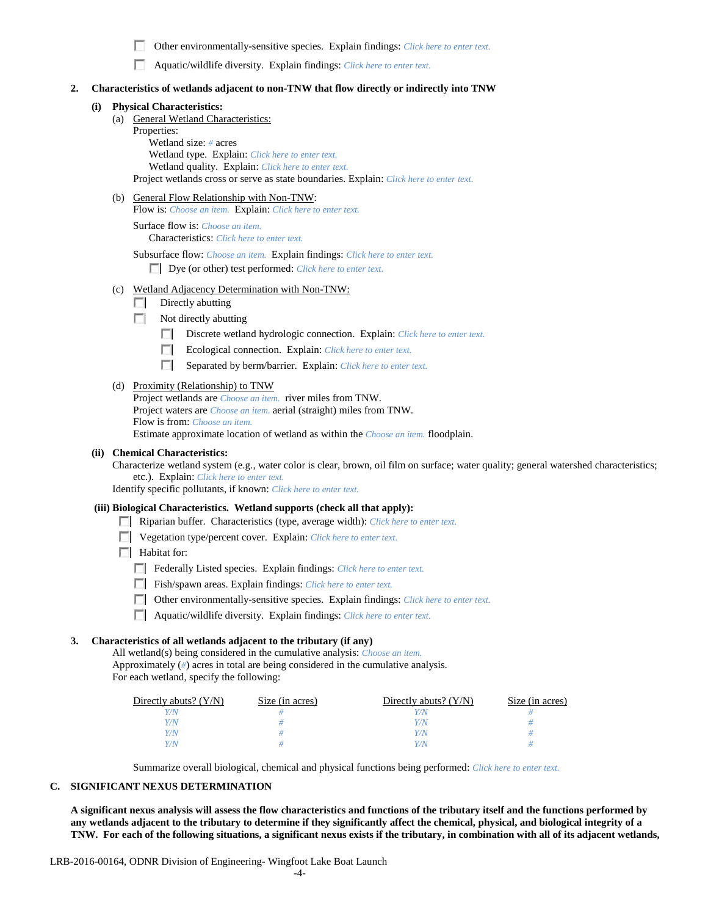- ☐ Other environmentally-sensitive species. Explain findings: *Click here to enter text.*
- ☐ Aquatic/wildlife diversity. Explain findings: *Click here to enter text.*

**2. Characteristics of wetlands adjacent to non-TNW that flow directly or indirectly into TNW**

**(i) Physical Characteristics:**

(a) General Wetland Characteristics:

Properties:

Wetland size: *#* acres

Wetland type. Explain: *Click here to enter text.*

Wetland quality. Explain: *Click here to enter text.*

Project wetlands cross or serve as state boundaries. Explain: *Click here to enter text.*

(b) General Flow Relationship with Non-TNW:

Flow is: *Choose an item.* Explain: *Click here to enter text.*

Surface flow is: *Choose an item.*

Characteristics: *Click here to enter text.*

Subsurface flow: *Choose an item.* Explain findings: *Click here to enter text.*

- ☐ Dye (or other) test performed: *Click here to enter text.*

(c) Wetland Adjacency Determination with Non-TNW:

- ☐ Directly abutting
- ☐ Not directly abutting
  - ☐ Discrete wetland hydrologic connection. Explain: *Click here to enter text.*
  - ☐ Ecological connection. Explain: *Click here to enter text.*
  - ☐ Separated by berm/barrier. Explain: *Click here to enter text.*

(d) Proximity (Relationship) to TNW

Project wetlands are *Choose an item.* river miles from TNW.

Project waters are *Choose an item.* aerial (straight) miles from TNW.

Flow is from: *Choose an item.*

Estimate approximate location of wetland as within the *Choose an item.* floodplain.

**(ii) Chemical Characteristics:**

Characterize wetland system (e.g., water color is clear, brown, oil film on surface; water quality; general watershed characteristics; etc.). Explain: *Click here to enter text.*

Identify specific pollutants, if known: *Click here to enter text.*

**(iii) Biological Characteristics. Wetland supports (check all that apply):**

- ☐ Riparian buffer. Characteristics (type, average width): *Click here to enter text.*
- ☐ Vegetation type/percent cover. Explain: *Click here to enter text.*
- ☐ Habitat for:
  - ☐ Federally Listed species. Explain findings: *Click here to enter text.*
  - ☐ Fish/spawn areas. Explain findings: *Click here to enter text.*
  - ☐ Other environmentally-sensitive species. Explain findings: *Click here to enter text.*
  - ☐ Aquatic/wildlife diversity. Explain findings: *Click here to enter text.*

**3. Characteristics of all wetlands adjacent to the tributary (if any)**

All wetland(s) being considered in the cumulative analysis: *Choose an item.*

Approximately (*#*) acres in total are being considered in the cumulative analysis.

For each wetland, specify the following:

| Directly abuts? (Y/N) | Size (in acres) | Directly abuts? (Y/N) | Size (in acres) |
|---|---|---|---|
| *Y/N* | *#* | *Y/N* | *#* |
| *Y/N* | *#* | *Y/N* | *#* |
| *Y/N* | *#* | *Y/N* | *#* |
| *Y/N* | *#* | *Y/N* | *#* |

Summarize overall biological, chemical and physical functions being performed: *Click here to enter text.*

## C. SIGNIFICANT NEXUS DETERMINATION

**A significant nexus analysis will assess the flow characteristics and functions of the tributary itself and the functions performed by any wetlands adjacent to the tributary to determine if they significantly affect the chemical, physical, and biological integrity of a TNW. For each of the following situations, a significant nexus exists if the tributary, in combination with all of its adjacent wetlands,**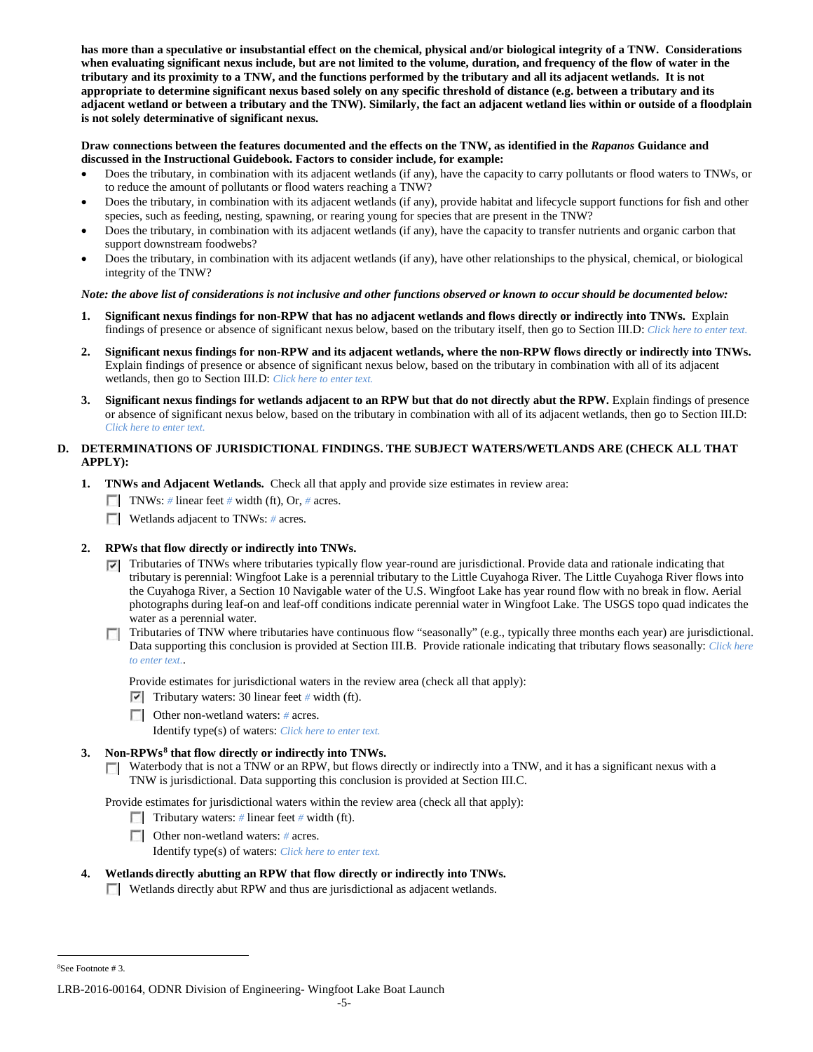**has more than a speculative or insubstantial effect on the chemical, physical and/or biological integrity of a TNW. Considerations when evaluating significant nexus include, but are not limited to the volume, duration, and frequency of the flow of water in the tributary and its proximity to a TNW, and the functions performed by the tributary and all its adjacent wetlands. It is not appropriate to determine significant nexus based solely on any specific threshold of distance (e.g. between a tributary and its adjacent wetland or between a tributary and the TNW). Similarly, the fact an adjacent wetland lies within or outside of a floodplain is not solely determinative of significant nexus.**

**Draw connections between the features documented and the effects on the TNW, as identified in the *Rapanos* Guidance and discussed in the Instructional Guidebook. Factors to consider include, for example:**

- Does the tributary, in combination with its adjacent wetlands (if any), have the capacity to carry pollutants or flood waters to TNWs, or to reduce the amount of pollutants or flood waters reaching a TNW?
- Does the tributary, in combination with its adjacent wetlands (if any), provide habitat and lifecycle support functions for fish and other species, such as feeding, nesting, spawning, or rearing young for species that are present in the TNW?
- Does the tributary, in combination with its adjacent wetlands (if any), have the capacity to transfer nutrients and organic carbon that support downstream foodwebs?
- Does the tributary, in combination with its adjacent wetlands (if any), have other relationships to the physical, chemical, or biological integrity of the TNW?

***Note: the above list of considerations is not inclusive and other functions observed or known to occur should be documented below:***

1. **Significant nexus findings for non-RPW that has no adjacent wetlands and flows directly or indirectly into TNWs.** Explain findings of presence or absence of significant nexus below, based on the tributary itself, then go to Section III.D: *Click here to enter text.*

2. **Significant nexus findings for non-RPW and its adjacent wetlands, where the non-RPW flows directly or indirectly into TNWs.** Explain findings of presence or absence of significant nexus below, based on the tributary in combination with all of its adjacent wetlands, then go to Section III.D: *Click here to enter text.*

3. **Significant nexus findings for wetlands adjacent to an RPW but that do not directly abut the RPW.** Explain findings of presence or absence of significant nexus below, based on the tributary in combination with all of its adjacent wetlands, then go to Section III.D: *Click here to enter text.*

## D. DETERMINATIONS OF JURISDICTIONAL FINDINGS. THE SUBJECT WATERS/WETLANDS ARE (CHECK ALL THAT APPLY):

1. **TNWs and Adjacent Wetlands.** Check all that apply and provide size estimates in review area:
   - ☐ TNWs: # linear feet # width (ft), Or, # acres.
   - ☐ Wetlands adjacent to TNWs: # acres.

2. **RPWs that flow directly or indirectly into TNWs.**
   - ☑ Tributaries of TNWs where tributaries typically flow year-round are jurisdictional. Provide data and rationale indicating that tributary is perennial: Wingfoot Lake is a perennial tributary to the Little Cuyahoga River. The Little Cuyahoga River flows into the Cuyahoga River, a Section 10 Navigable water of the U.S. Wingfoot Lake has year round flow with no break in flow. Aerial photographs during leaf-on and leaf-off conditions indicate perennial water in Wingfoot Lake. The USGS topo quad indicates the water as a perennial water.
   - ☐ Tributaries of TNW where tributaries have continuous flow "seasonally" (e.g., typically three months each year) are jurisdictional. Data supporting this conclusion is provided at Section III.B. Provide rationale indicating that tributary flows seasonally: *Click here to enter text.*.

   Provide estimates for jurisdictional waters in the review area (check all that apply):
   - ☑ Tributary waters: 30 linear feet # width (ft).
   - ☐ Other non-wetland waters: # acres.
     Identify type(s) of waters: *Click here to enter text.*

3. **Non-RPWs[8] that flow directly or indirectly into TNWs.**
   - ☐ Waterbody that is not a TNW or an RPW, but flows directly or indirectly into a TNW, and it has a significant nexus with a TNW is jurisdictional. Data supporting this conclusion is provided at Section III.C.

   Provide estimates for jurisdictional waters within the review area (check all that apply):
   - ☐ Tributary waters: # linear feet # width (ft).
   - ☐ Other non-wetland waters: # acres.
     Identify type(s) of waters: *Click here to enter text.*

4. **Wetlands directly abutting an RPW that flow directly or indirectly into TNWs.**
   - ☐ Wetlands directly abut RPW and thus are jurisdictional as adjacent wetlands.

---

[8] See Footnote # 3.

LRB-2016-00164, ODNR Division of Engineering- Wingfoot Lake Boat Launch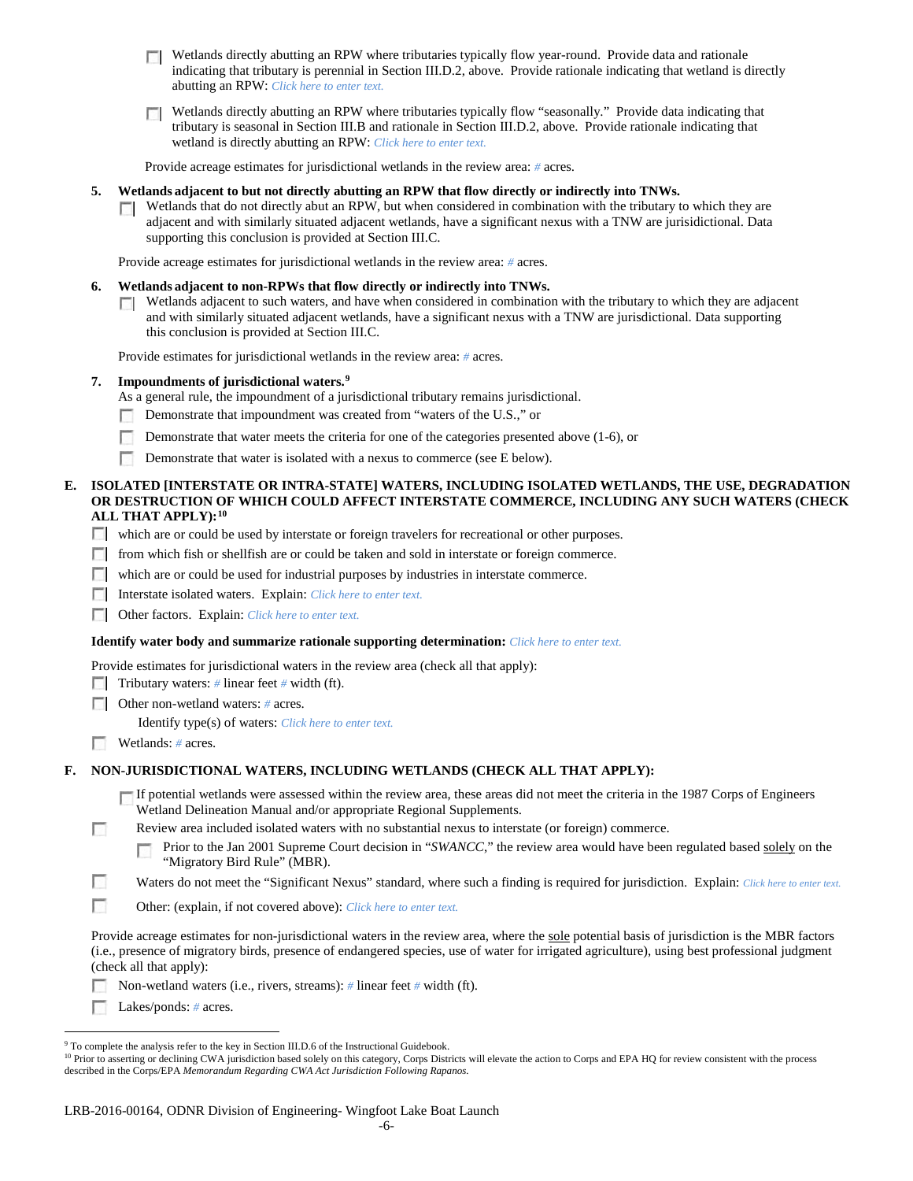- ☐ Wetlands directly abutting an RPW where tributaries typically flow year-round. Provide data and rationale indicating that tributary is perennial in Section III.D.2, above. Provide rationale indicating that wetland is directly abutting an RPW: *Click here to enter text.*

- ☐ Wetlands directly abutting an RPW where tributaries typically flow "seasonally." Provide data indicating that tributary is seasonal in Section III.B and rationale in Section III.D.2, above. Provide rationale indicating that wetland is directly abutting an RPW: *Click here to enter text.*

Provide acreage estimates for jurisdictional wetlands in the review area: *#* acres.

**5. Wetlands adjacent to but not directly abutting an RPW that flow directly or indirectly into TNWs.**

☐ Wetlands that do not directly abut an RPW, but when considered in combination with the tributary to which they are adjacent and with similarly situated adjacent wetlands, have a significant nexus with a TNW are jurisidictional. Data supporting this conclusion is provided at Section III.C.

Provide acreage estimates for jurisdictional wetlands in the review area: *#* acres.

**6. Wetlands adjacent to non-RPWs that flow directly or indirectly into TNWs.**

☐ Wetlands adjacent to such waters, and have when considered in combination with the tributary to which they are adjacent and with similarly situated adjacent wetlands, have a significant nexus with a TNW are jurisdictional. Data supporting this conclusion is provided at Section III.C.

Provide estimates for jurisdictional wetlands in the review area: *#* acres.

**7. Impoundments of jurisdictional waters.**[9]

As a general rule, the impoundment of a jurisdictional tributary remains jurisdictional.

- ☐ Demonstrate that impoundment was created from "waters of the U.S.," or
- ☐ Demonstrate that water meets the criteria for one of the categories presented above (1-6), or
- ☐ Demonstrate that water is isolated with a nexus to commerce (see E below).

**E. ISOLATED [INTERSTATE OR INTRA-STATE] WATERS, INCLUDING ISOLATED WETLANDS, THE USE, DEGRADATION OR DESTRUCTION OF WHICH COULD AFFECT INTERSTATE COMMERCE, INCLUDING ANY SUCH WATERS (CHECK ALL THAT APPLY):**[10]

- ☐ which are or could be used by interstate or foreign travelers for recreational or other purposes.
- ☐ from which fish or shellfish are or could be taken and sold in interstate or foreign commerce.
- ☐ which are or could be used for industrial purposes by industries in interstate commerce.
- ☐ Interstate isolated waters. Explain: *Click here to enter text.*
- ☐ Other factors. Explain: *Click here to enter text.*

**Identify water body and summarize rationale supporting determination:** *Click here to enter text.*

Provide estimates for jurisdictional waters in the review area (check all that apply):

- ☐ Tributary waters: *#* linear feet *#* width (ft).
- ☐ Other non-wetland waters: *#* acres.
  - Identify type(s) of waters: *Click here to enter text.*
- ☐ Wetlands: *#* acres.

**F. NON-JURISDICTIONAL WATERS, INCLUDING WETLANDS (CHECK ALL THAT APPLY):**

- ☐ If potential wetlands were assessed within the review area, these areas did not meet the criteria in the 1987 Corps of Engineers Wetland Delineation Manual and/or appropriate Regional Supplements.
- ☐ Review area included isolated waters with no substantial nexus to interstate (or foreign) commerce.
  - ☐ Prior to the Jan 2001 Supreme Court decision in "*SWANCC*," the review area would have been regulated based solely on the "Migratory Bird Rule" (MBR).
- ☐ Waters do not meet the "Significant Nexus" standard, where such a finding is required for jurisdiction. Explain: *Click here to enter text.*
- ☐ Other: (explain, if not covered above): *Click here to enter text.*

Provide acreage estimates for non-jurisdictional waters in the review area, where the sole potential basis of jurisdiction is the MBR factors (i.e., presence of migratory birds, presence of endangered species, use of water for irrigated agriculture), using best professional judgment (check all that apply):

- ☐ Non-wetland waters (i.e., rivers, streams): *#* linear feet *#* width (ft).
- ☐ Lakes/ponds: *#* acres.

---

[9] To complete the analysis refer to the key in Section III.D.6 of the Instructional Guidebook.

[10] Prior to asserting or declining CWA jurisdiction based solely on this category, Corps Districts will elevate the action to Corps and EPA HQ for review consistent with the process described in the Corps/EPA *Memorandum Regarding CWA Act Jurisdiction Following Rapanos.*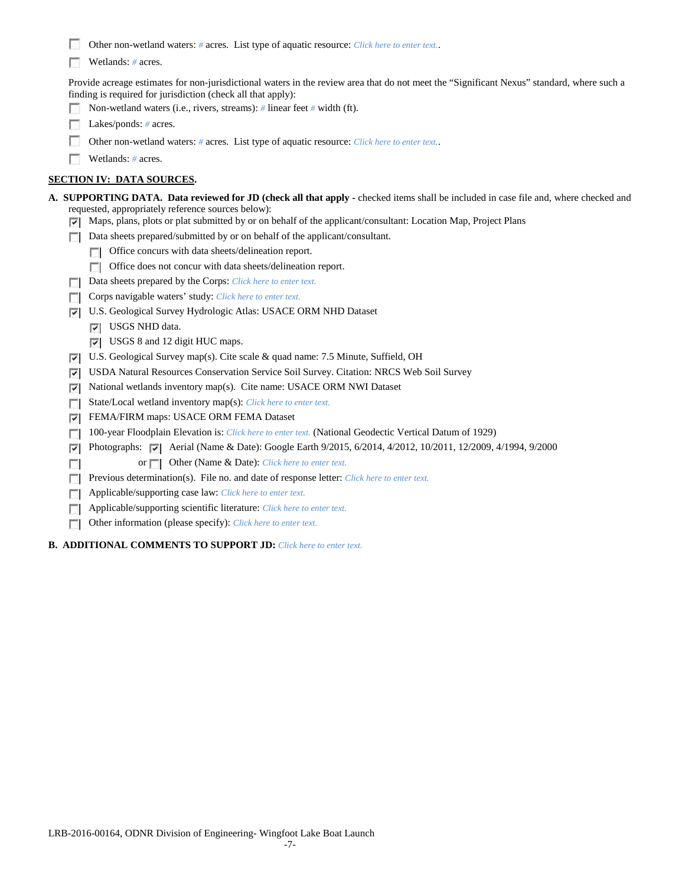- [ ] Other non-wetland waters: # acres. List type of aquatic resource: Click here to enter text..
- [ ] Wetlands: # acres.

Provide acreage estimates for non-jurisdictional waters in the review area that do not meet the "Significant Nexus" standard, where such a finding is required for jurisdiction (check all that apply):

- [ ] Non-wetland waters (i.e., rivers, streams): # linear feet # width (ft).
- [ ] Lakes/ponds: # acres.
- [ ] Other non-wetland waters: # acres. List type of aquatic resource: Click here to enter text..
- [ ] Wetlands: # acres.

## SECTION IV: DATA SOURCES.

**A. SUPPORTING DATA. Data reviewed for JD (check all that apply -** checked items shall be included in case file and, where checked and requested, appropriately reference sources below):

- [x] Maps, plans, plots or plat submitted by or on behalf of the applicant/consultant: Location Map, Project Plans
- [ ] Data sheets prepared/submitted by or on behalf of the applicant/consultant.
  - [ ] Office concurs with data sheets/delineation report.
  - [ ] Office does not concur with data sheets/delineation report.
- [ ] Data sheets prepared by the Corps: Click here to enter text.
- [ ] Corps navigable waters' study: Click here to enter text.
- [x] U.S. Geological Survey Hydrologic Atlas: USACE ORM NHD Dataset
  - [x] USGS NHD data.
  - [x] USGS 8 and 12 digit HUC maps.
- [x] U.S. Geological Survey map(s). Cite scale & quad name: 7.5 Minute, Suffield, OH
- [x] USDA Natural Resources Conservation Service Soil Survey. Citation: NRCS Web Soil Survey
- [x] National wetlands inventory map(s). Cite name: USACE ORM NWI Dataset
- [ ] State/Local wetland inventory map(s): Click here to enter text.
- [x] FEMA/FIRM maps: USACE ORM FEMA Dataset
- [ ] 100-year Floodplain Elevation is: Click here to enter text. (National Geodectic Vertical Datum of 1929)
- [x] Photographs: [x] Aerial (Name & Date): Google Earth 9/2015, 6/2014, 4/2012, 10/2011, 12/2009, 4/1994, 9/2000
- [ ] or [ ] Other (Name & Date): Click here to enter text.
- [ ] Previous determination(s). File no. and date of response letter: Click here to enter text.
- [ ] Applicable/supporting case law: Click here to enter text.
- [ ] Applicable/supporting scientific literature: Click here to enter text.
- [ ] Other information (please specify): Click here to enter text.

**B. ADDITIONAL COMMENTS TO SUPPORT JD:** Click here to enter text.

LRB-2016-00164, ODNR Division of Engineering- Wingfoot Lake Boat Launch